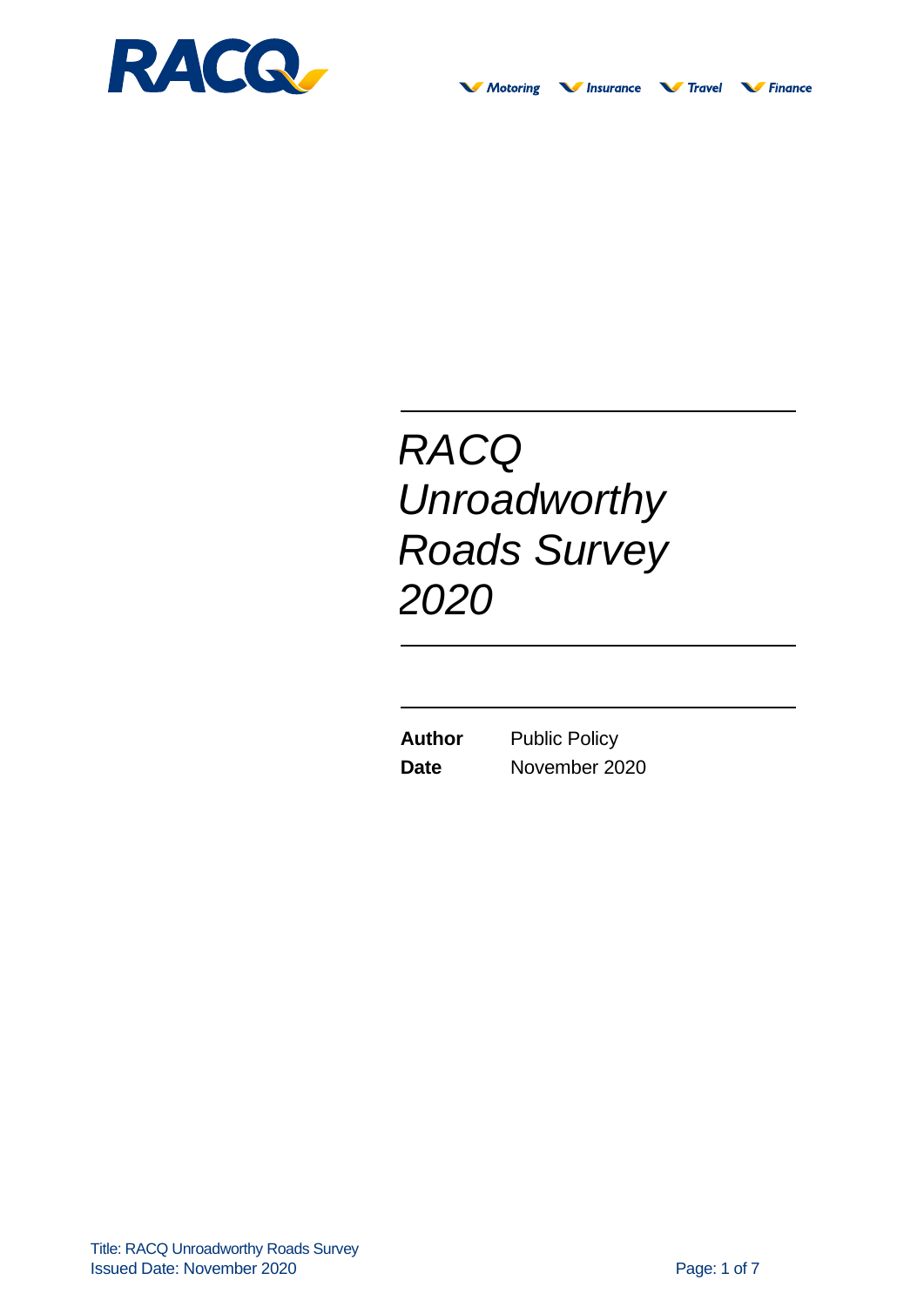RACQ

Motoring Insurance Travel Finance

# *RACQ Unroadworthy Roads Survey 2020*

**Author** Public Policy

**Date** November 2020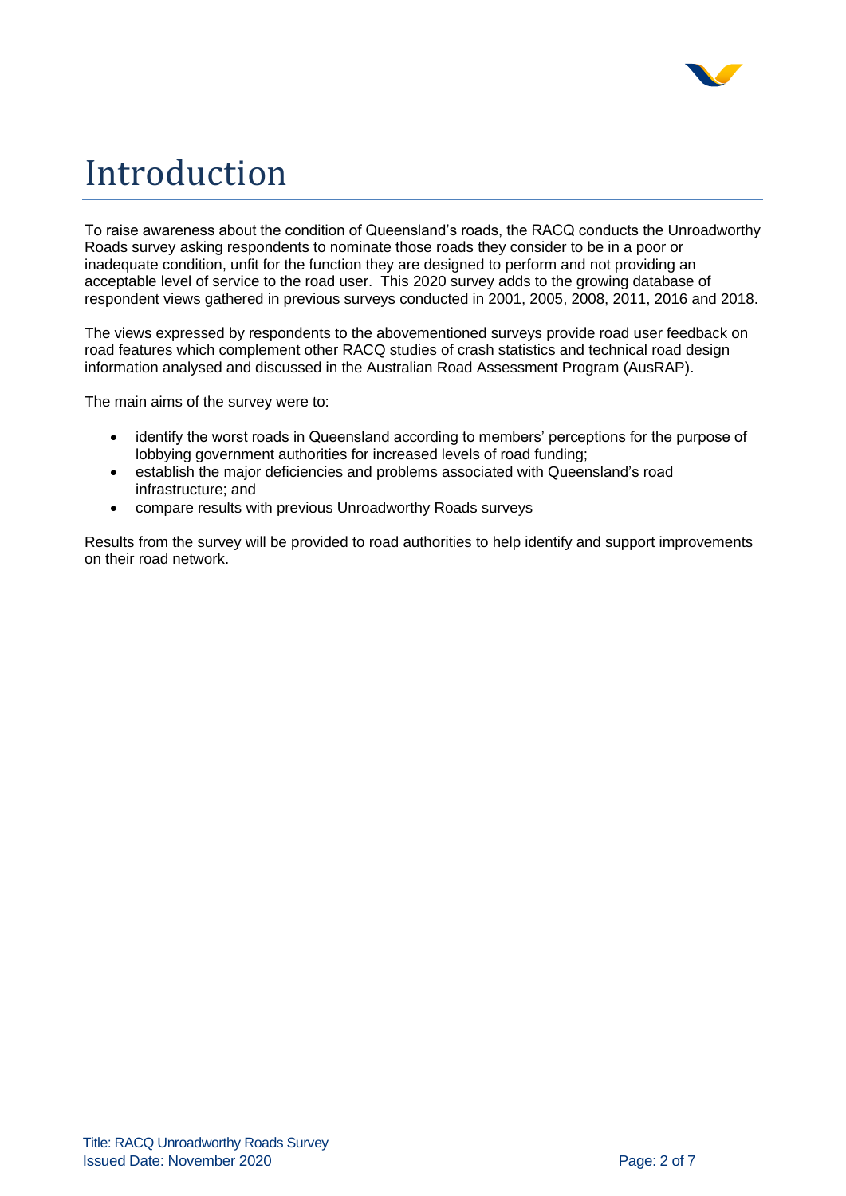# Introduction

To raise awareness about the condition of Queensland's roads, the RACQ conducts the Unroadworthy Roads survey asking respondents to nominate those roads they consider to be in a poor or inadequate condition, unfit for the function they are designed to perform and not providing an acceptable level of service to the road user. This 2020 survey adds to the growing database of respondent views gathered in previous surveys conducted in 2001, 2005, 2008, 2011, 2016 and 2018.

The views expressed by respondents to the abovementioned surveys provide road user feedback on road features which complement other RACQ studies of crash statistics and technical road design information analysed and discussed in the Australian Road Assessment Program (AusRAP).

The main aims of the survey were to:

- identify the worst roads in Queensland according to members' perceptions for the purpose of lobbying government authorities for increased levels of road funding;
- establish the major deficiencies and problems associated with Queensland's road infrastructure; and
- compare results with previous Unroadworthy Roads surveys

Results from the survey will be provided to road authorities to help identify and support improvements on their road network.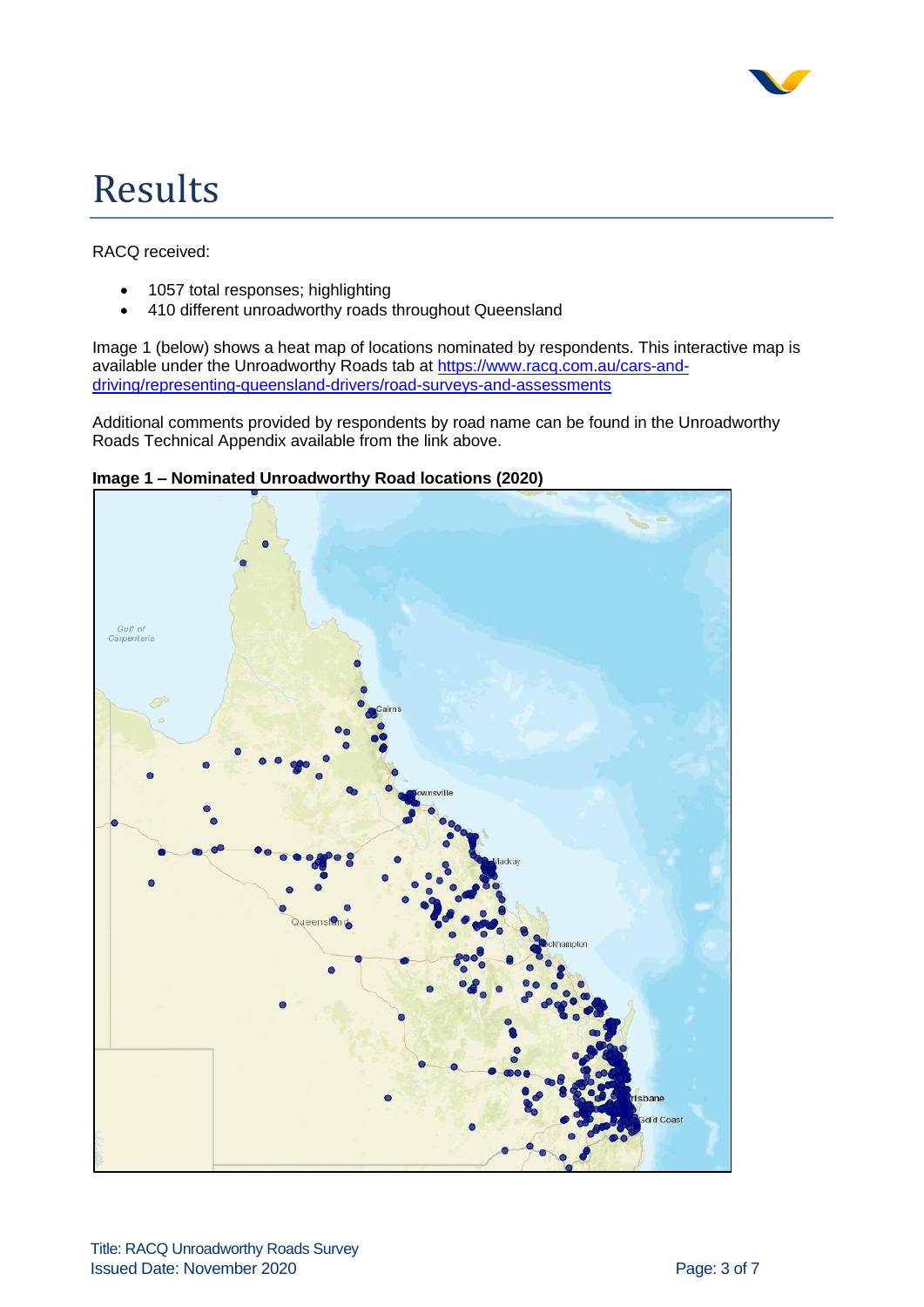# Results

RACQ received:

- 1057 total responses; highlighting
- 410 different unroadworthy roads throughout Queensland

Image 1 (below) shows a heat map of locations nominated by respondents. This interactive map is available under the Unroadworthy Roads tab at https://www.racq.com.au/cars-and-driving/representing-queensland-drivers/road-surveys-and-assessments

Additional comments provided by respondents by road name can be found in the Unroadworthy Roads Technical Appendix available from the link above.

**Image 1 – Nominated Unroadworthy Road locations (2020)**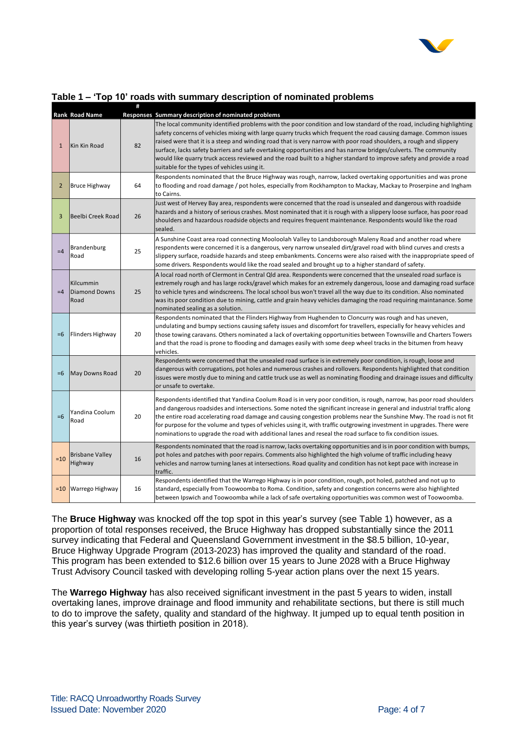### Table 1 – 'Top 10' roads with summary description of nominated problems

| Rank | Road Name | # Responses | Summary description of nominated problems |
|---|---|---|---|
| 1 | Kin Kin Road | 82 | The local community identified problems with the poor condition and low standard of the road, including highlighting safety concerns of vehicles mixing with large quarry trucks which frequent the road causing damage. Common issues raised were that it is a steep and winding road that is very narrow with poor road shoulders, a rough and slippery surface, lacks safety barriers and safe overtaking opportunities and has narrow bridges/culverts. The community would like quarry truck access reviewed and the road built to a higher standard to improve safety and provide a road suitable for the types of vehicles using it. |
| 2 | Bruce Highway | 64 | Respondents nominated that the Bruce Highway was rough, narrow, lacked overtaking opportunities and was prone to flooding and road damage / pot holes, especially from Rockhampton to Mackay, Mackay to Proserpine and Ingham to Cairns. |
| 3 | Beelbi Creek Road | 26 | Just west of Hervey Bay area, respondents were concerned that the road is unsealed and dangerous with roadside hazards and a history of serious crashes. Most nominated that it is rough with a slippery loose surface, has poor road shoulders and hazardous roadside objects and requires frequent maintenance. Respondents would like the road sealed. |
| =4 | Brandenburg Road | 25 | A Sunshine Coast area road connecting Mooloolah Valley to Landsborough Maleny Road and another road where respondents were concerned it is a dangerous, very narrow unsealed dirt/gravel road with blind curves and crests a slippery surface, roadside hazards and steep embankments. Concerns were also raised with the inappropriate speed of some drivers. Respondents would like the road sealed and brought up to a higher standard of safety. |
| =4 | Kilcummin Diamond Downs Road | 25 | A local road north of Clermont in Central Qld area. Respondents were concerned that the unsealed road surface is extremely rough and has large rocks/gravel which makes for an extremely dangerous, loose and damaging road surface to vehicle tyres and windscreens. The local school bus won't travel all the way due to its condition. Also nominated was its poor condition due to mining, cattle and grain heavy vehicles damaging the road requiring maintanance. Some nominated sealing as a solution. |
| =6 | Flinders Highway | 20 | Respondents nominated that the Flinders Highway from Hughenden to Cloncurry was rough and has uneven, undulating and bumpy sections causing safety issues and discomfort for travellers, especially for heavy vehicles and those towing caravans. Others nominated a lack of overtaking opportunities between Townsville and Charters Towers and that the road is prone to flooding and damages easily with some deep wheel tracks in the bitumen from heavy vehicles. |
| =6 | May Downs Road | 20 | Respondents were concerned that the unsealed road surface is in extremely poor condition, is rough, loose and dangerous with corrugations, pot holes and numerous crashes and rollovers. Respondents highlighted that condition issues were mostly due to mining and cattle truck use as well as nominating flooding and drainage issues and difficulty or unsafe to overtake. |
| =6 | Yandina Coolum Road | 20 | Respondents identified that Yandina Coolum Road is in very poor condition, is rough, narrow, has poor road shoulders and dangerous roadsides and intersections. Some noted the significant increase in general and industrial traffic along the entire road accelerating road damage and causing congestion problems near the Sunshine Mwy. The road is not fit for purpose for the volume and types of vehicles using it, with traffic outgrowing investment in upgrades. There were nominations to upgrade the road with additional lanes and reseal the road surface to fix condition issues. |
| =10 | Brisbane Valley Highway | 16 | Respondents nominated that the road is narrow, lacks overtaking opportunities and is in poor condition with bumps, pot holes and patches with poor repairs. Comments also highlighted the high volume of traffic including heavy vehicles and narrow turning lanes at intersections. Road quality and condition has not kept pace with increase in traffic. |
| =10 | Warrego Highway | 16 | Respondents identified that the Warrego Highway is in poor condition, rough, pot holed, patched and not up to standard, especially from Toowoomba to Roma. Condition, safety and congestion concerns were also highlighted between Ipswich and Toowoomba while a lack of safe overtaking opportunities was common west of Toowoomba. |

The **Bruce Highway** was knocked off the top spot in this year's survey (see Table 1) however, as a proportion of total responses received, the Bruce Highway has dropped substantially since the 2011 survey indicating that Federal and Queensland Government investment in the $8.5 billion, 10-year, Bruce Highway Upgrade Program (2013-2023) has improved the quality and standard of the road. This program has been extended to $12.6 billion over 15 years to June 2028 with a Bruce Highway Trust Advisory Council tasked with developing rolling 5-year action plans over the next 15 years.

The **Warrego Highway** has also received significant investment in the past 5 years to widen, install overtaking lanes, improve drainage and flood immunity and rehabilitate sections, but there is still much to do to improve the safety, quality and standard of the highway. It jumped up to equal tenth position in this year's survey (was thirtieth position in 2018).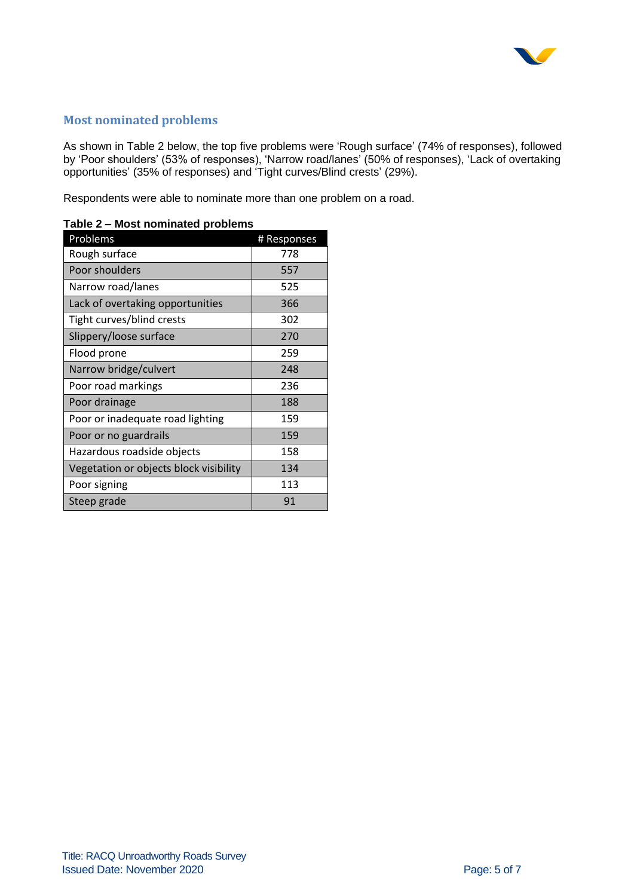## Most nominated problems

As shown in Table 2 below, the top five problems were 'Rough surface' (74% of responses), followed by 'Poor shoulders' (53% of responses), 'Narrow road/lanes' (50% of responses), 'Lack of overtaking opportunities' (35% of responses) and 'Tight curves/Blind crests' (29%).

Respondents were able to nominate more than one problem on a road.

**Table 2 – Most nominated problems**

| Problems | # Responses |
|---|---|
| Rough surface | 778 |
| Poor shoulders | 557 |
| Narrow road/lanes | 525 |
| Lack of overtaking opportunities | 366 |
| Tight curves/blind crests | 302 |
| Slippery/loose surface | 270 |
| Flood prone | 259 |
| Narrow bridge/culvert | 248 |
| Poor road markings | 236 |
| Poor drainage | 188 |
| Poor or inadequate road lighting | 159 |
| Poor or no guardrails | 159 |
| Hazardous roadside objects | 158 |
| Vegetation or objects block visibility | 134 |
| Poor signing | 113 |
| Steep grade | 91 |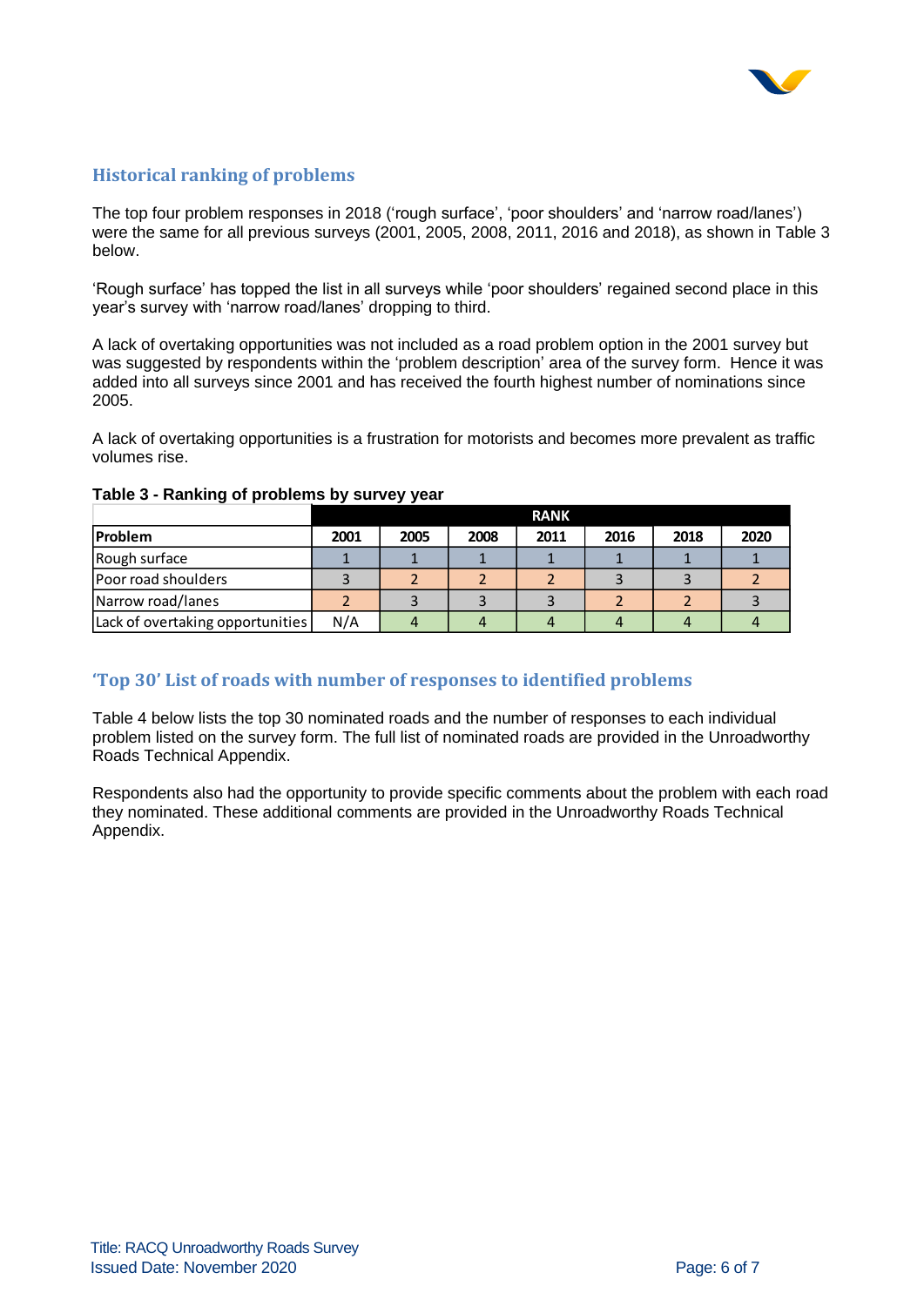## Historical ranking of problems

The top four problem responses in 2018 ('rough surface', 'poor shoulders' and 'narrow road/lanes') were the same for all previous surveys (2001, 2005, 2008, 2011, 2016 and 2018), as shown in Table 3 below.

'Rough surface' has topped the list in all surveys while 'poor shoulders' regained second place in this year's survey with 'narrow road/lanes' dropping to third.

A lack of overtaking opportunities was not included as a road problem option in the 2001 survey but was suggested by respondents within the 'problem description' area of the survey form. Hence it was added into all surveys since 2001 and has received the fourth highest number of nominations since 2005.

A lack of overtaking opportunities is a frustration for motorists and becomes more prevalent as traffic volumes rise.

**Table 3 - Ranking of problems by survey year**

| | RANK | | | | | | |
|---|---|---|---|---|---|---|---|
| **Problem** | **2001** | **2005** | **2008** | **2011** | **2016** | **2018** | **2020** |
| Rough surface | 1 | 1 | 1 | 1 | 1 | 1 | 1 |
| Poor road shoulders | 3 | 2 | 2 | 2 | 3 | 3 | 2 |
| Narrow road/lanes | 2 | 3 | 3 | 3 | 2 | 2 | 3 |
| Lack of overtaking opportunities | N/A | 4 | 4 | 4 | 4 | 4 | 4 |

## 'Top 30' List of roads with number of responses to identified problems

Table 4 below lists the top 30 nominated roads and the number of responses to each individual problem listed on the survey form. The full list of nominated roads are provided in the Unroadworthy Roads Technical Appendix.

Respondents also had the opportunity to provide specific comments about the problem with each road they nominated. These additional comments are provided in the Unroadworthy Roads Technical Appendix.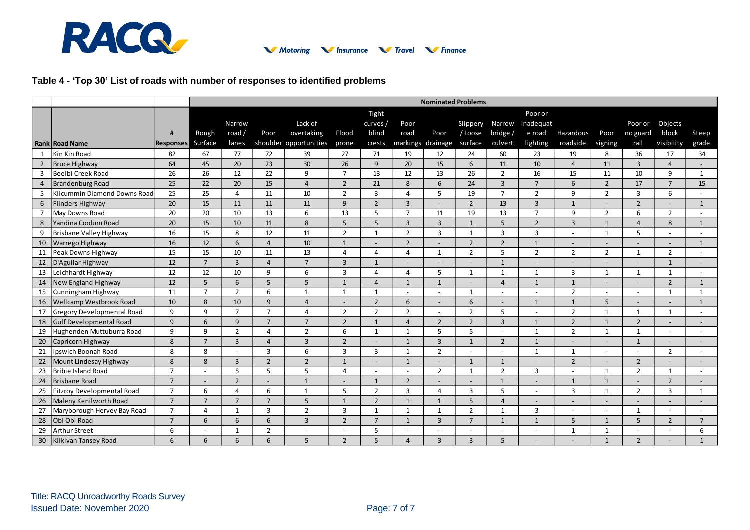## Table 4 - 'Top 30' List of roads with number of responses to identified problems

| Rank | Road Name | # Responses | Nominated Problems | | | | | | | | | | | | | | | | |
|---|---|---|---|---|---|---|---|---|---|---|---|---|---|---|---|---|---|---|---|
| | | | Rough Surface | Narrow road / lanes | Poor shoulder | Lack of overtaking opportunities | Flood prone | Tight curves / blind crests | Poor road markings | Poor drainage | Slippery / Loose surface | Narrow bridge / culvert | Poor or inadequate road lighting | Hazardous roadside | Poor signing | Poor or no guard rail | Objects block visibility | Steep grade |
| 1 | Kin Kin Road | 82 | 67 | 77 | 72 | 39 | 27 | 71 | 19 | 12 | 24 | 60 | 23 | 19 | 8 | 36 | 17 | 34 |
| 2 | Bruce Highway | 64 | 45 | 20 | 23 | 30 | 26 | 9 | 20 | 15 | 6 | 11 | 10 | 4 | 11 | 3 | 4 | - |
| 3 | Beelbi Creek Road | 26 | 26 | 12 | 22 | 9 | 7 | 13 | 12 | 13 | 26 | 2 | 16 | 15 | 11 | 10 | 9 | 1 |
| 4 | Brandenburg Road | 25 | 22 | 20 | 15 | 4 | 2 | 21 | 8 | 6 | 24 | 3 | 7 | 6 | 2 | 17 | 7 | 15 |
| 5 | Kilcummin Diamond Downs Road | 25 | 25 | 4 | 11 | 10 | 2 | 3 | 4 | 5 | 19 | 7 | 2 | 9 | 2 | 3 | 6 | - |
| 6 | Flinders Highway | 20 | 15 | 11 | 11 | 11 | 9 | 2 | 3 | - | 2 | 13 | 3 | 1 | - | 2 | - | 1 |
| 7 | May Downs Road | 20 | 20 | 10 | 13 | 6 | 13 | 5 | 7 | 11 | 19 | 13 | 7 | 9 | 2 | 6 | 2 | - |
| 8 | Yandina Coolum Road | 20 | 15 | 10 | 11 | 8 | 5 | 5 | 3 | 3 | 1 | 5 | 2 | 3 | 1 | 4 | 8 | 1 |
| 9 | Brisbane Valley Highway | 16 | 15 | 8 | 12 | 11 | 2 | 1 | 2 | 3 | 1 | 3 | 3 | - | 1 | 5 | - | - |
| 10 | Warrego Highway | 16 | 12 | 6 | 4 | 10 | 1 | - | 2 | - | 2 | 2 | 1 | - | - | - | - | 1 |
| 11 | Peak Downs Highway | 15 | 15 | 10 | 11 | 13 | 4 | 4 | 4 | 1 | 2 | 5 | 2 | 2 | 2 | 1 | 2 | - |
| 12 | D'Aguilar Highway | 12 | 7 | 3 | 4 | 7 | 3 | 1 | - | - | - | 1 | - | - | - | - | 1 | - |
| 13 | Leichhardt Highway | 12 | 12 | 10 | 9 | 6 | 3 | 4 | 4 | 5 | 1 | 1 | 1 | 3 | 1 | 1 | 1 | - |
| 14 | New England Highway | 12 | 5 | 6 | 5 | 5 | 1 | 4 | 1 | 1 | - | 4 | 1 | 1 | - | - | 2 | 1 |
| 15 | Cunningham Highway | 11 | 7 | 2 | 6 | 1 | 1 | 1 | - | - | 1 | - | - | 2 | - | - | 1 | 1 |
| 16 | Wellcamp Westbrook Road | 10 | 8 | 10 | 9 | 4 | - | 2 | 6 | - | 6 | - | 1 | 1 | 5 | - | - | 1 |
| 17 | Gregory Developmental Road | 9 | 9 | 7 | 7 | 4 | 2 | 2 | 2 | - | 2 | 5 | - | 2 | 1 | 1 | 1 | - |
| 18 | Gulf Developmental Road | 9 | 6 | 9 | 7 | 7 | 2 | 1 | 4 | 2 | 2 | 3 | 1 | 2 | 1 | 2 | - | - |
| 19 | Hughenden Muttuburra Road | 9 | 9 | 2 | 4 | 2 | 6 | 1 | 1 | 5 | 5 | - | 1 | 2 | 1 | 1 | - | - |
| 20 | Capricorn Highway | 8 | 7 | 3 | 4 | 3 | 2 | - | 1 | 3 | 1 | 2 | 1 | - | - | 1 | - | - |
| 21 | Ipswich Boonah Road | 8 | 8 | - | 3 | 6 | 3 | 3 | 1 | 2 | - | - | 1 | 1 | - | - | 2 | - |
| 22 | Mount Lindesay Highway | 8 | 8 | 3 | 2 | 2 | 1 | - | 1 | - | 1 | 1 | - | 2 | - | 2 | - | - |
| 23 | Bribie Island Road | 7 | - | 5 | 5 | 5 | 4 | - | - | 2 | 1 | 2 | 3 | - | 1 | 2 | 1 | - |
| 24 | Brisbane Road | 7 | - | 2 | - | 1 | - | 1 | 2 | - | - | 1 | - | 1 | 1 | - | 2 | - |
| 25 | Fitzroy Developmental Road | 7 | 6 | 4 | 6 | 1 | 5 | 2 | 3 | 4 | 3 | 5 | - | 3 | 1 | 2 | 3 | 1 |
| 26 | Maleny Kenilworth Road | 7 | 7 | 7 | 7 | 5 | 1 | 2 | 1 | 1 | 5 | 4 | - | - | - | - | - | - |
| 27 | Maryborough Hervey Bay Road | 7 | 4 | 1 | 3 | 2 | 3 | 1 | 1 | 1 | 2 | 1 | 3 | - | - | 1 | - | - |
| 28 | Obi Obi Road | 7 | 6 | 6 | 6 | 3 | 2 | 7 | 1 | 3 | 7 | 1 | 1 | 5 | 1 | 5 | 2 | 7 |
| 29 | Arthur Street | 6 | - | 1 | 2 | - | - | 5 | - | - | - | - | - | 1 | 1 | - | - | 6 |
| 30 | Kilkivan Tansey Road | 6 | 6 | 6 | 6 | 5 | 2 | 5 | 4 | 3 | 3 | 5 | - | - | 1 | 2 | - | 1 |

Title: RACQ Unroadworthy Roads Survey
Issued Date: November 2020